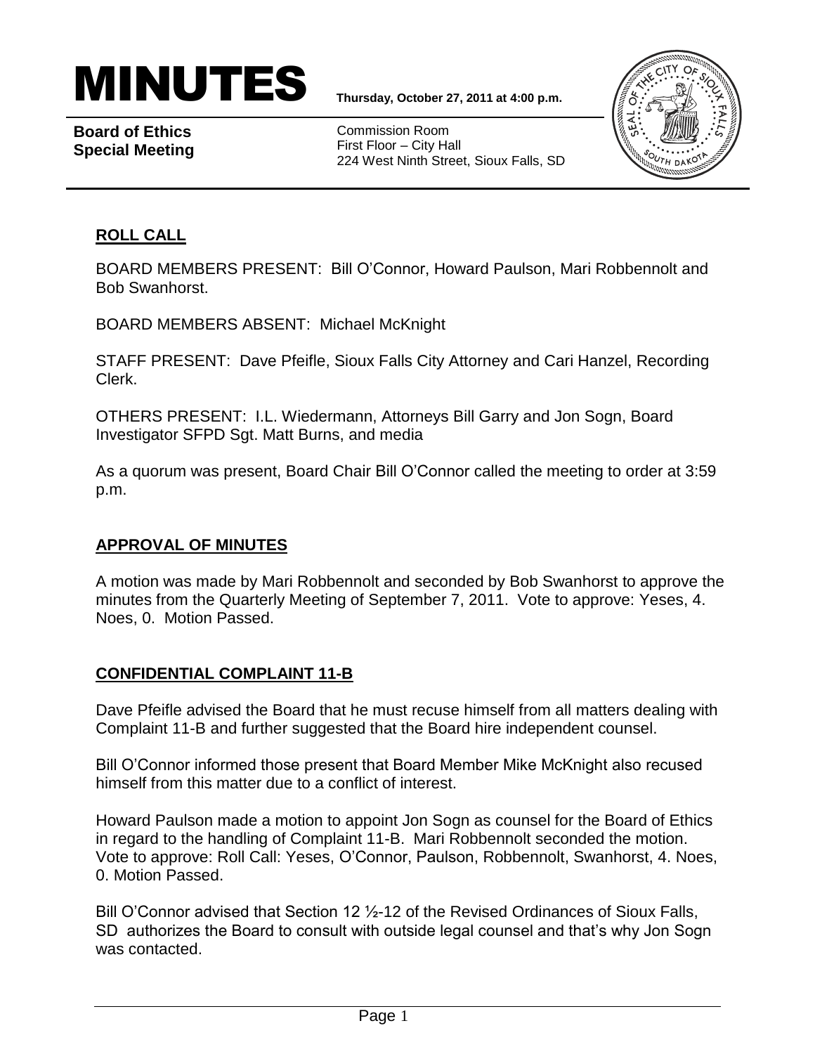# MINUTES

**Thursday, October 27, 2011 at 4:00 p.m.**

**Board of Ethics Special Meeting**

Commission Room
First Floor – City Hall
224 West Ninth Street, Sioux Falls, SD

## ROLL CALL

BOARD MEMBERS PRESENT: Bill O'Connor, Howard Paulson, Mari Robbennolt and Bob Swanhorst.

BOARD MEMBERS ABSENT: Michael McKnight

STAFF PRESENT: Dave Pfeifle, Sioux Falls City Attorney and Cari Hanzel, Recording Clerk.

OTHERS PRESENT: I.L. Wiedermann, Attorneys Bill Garry and Jon Sogn, Board Investigator SFPD Sgt. Matt Burns, and media

As a quorum was present, Board Chair Bill O'Connor called the meeting to order at 3:59 p.m.

## APPROVAL OF MINUTES

A motion was made by Mari Robbennolt and seconded by Bob Swanhorst to approve the minutes from the Quarterly Meeting of September 7, 2011. Vote to approve: Yeses, 4. Noes, 0. Motion Passed.

## CONFIDENTIAL COMPLAINT 11-B

Dave Pfeifle advised the Board that he must recuse himself from all matters dealing with Complaint 11-B and further suggested that the Board hire independent counsel.

Bill O'Connor informed those present that Board Member Mike McKnight also recused himself from this matter due to a conflict of interest.

Howard Paulson made a motion to appoint Jon Sogn as counsel for the Board of Ethics in regard to the handling of Complaint 11-B. Mari Robbennolt seconded the motion. Vote to approve: Roll Call: Yeses, O'Connor, Paulson, Robbennolt, Swanhorst, 4. Noes, 0. Motion Passed.

Bill O'Connor advised that Section 12 ½-12 of the Revised Ordinances of Sioux Falls, SD authorizes the Board to consult with outside legal counsel and that's why Jon Sogn was contacted.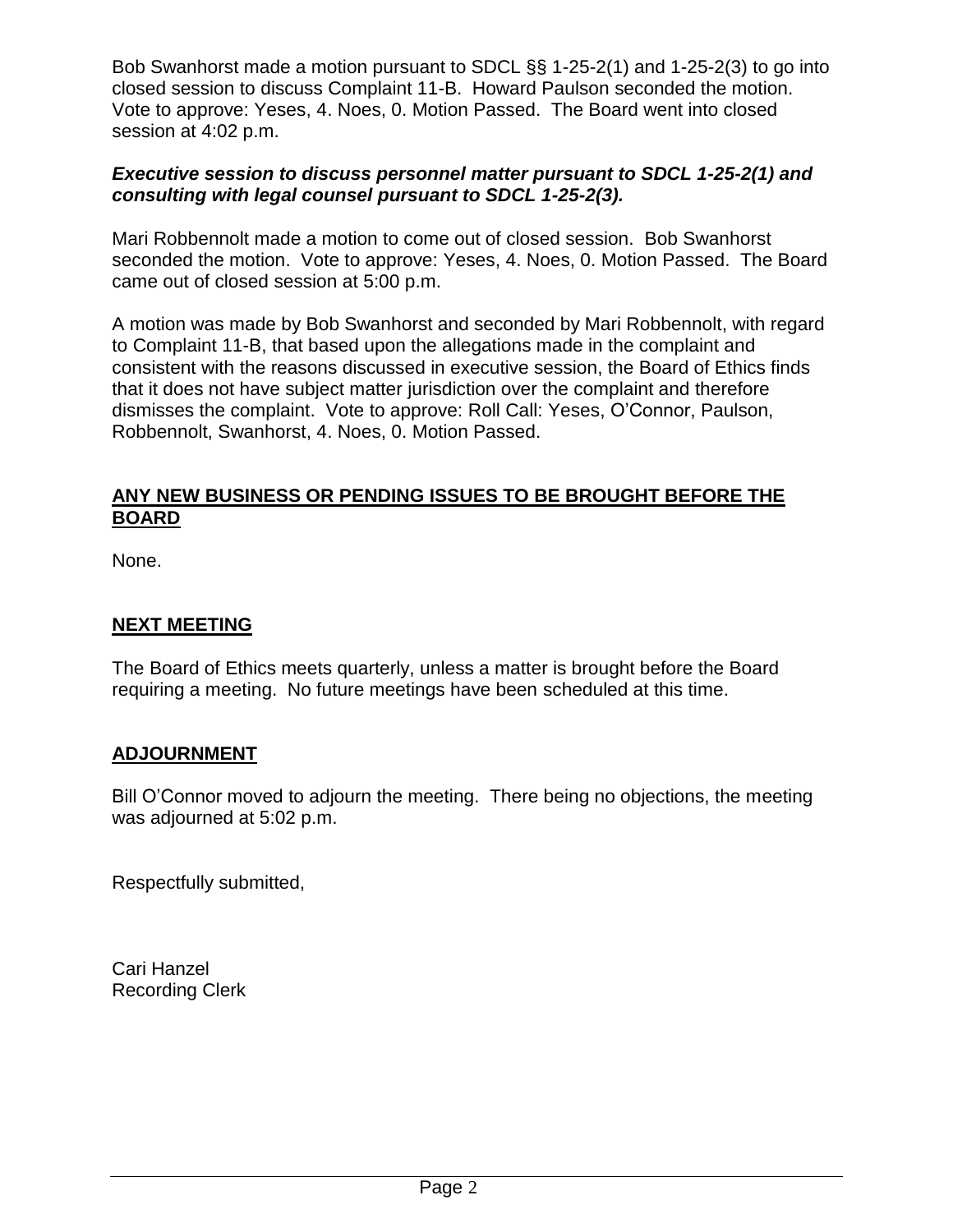Bob Swanhorst made a motion pursuant to SDCL §§ 1-25-2(1) and 1-25-2(3) to go into closed session to discuss Complaint 11-B. Howard Paulson seconded the motion. Vote to approve: Yeses, 4. Noes, 0. Motion Passed. The Board went into closed session at 4:02 p.m.

***Executive session to discuss personnel matter pursuant to SDCL 1-25-2(1) and consulting with legal counsel pursuant to SDCL 1-25-2(3).***

Mari Robbennolt made a motion to come out of closed session. Bob Swanhorst seconded the motion. Vote to approve: Yeses, 4. Noes, 0. Motion Passed. The Board came out of closed session at 5:00 p.m.

A motion was made by Bob Swanhorst and seconded by Mari Robbennolt, with regard to Complaint 11-B, that based upon the allegations made in the complaint and consistent with the reasons discussed in executive session, the Board of Ethics finds that it does not have subject matter jurisdiction over the complaint and therefore dismisses the complaint. Vote to approve: Roll Call: Yeses, O'Connor, Paulson, Robbennolt, Swanhorst, 4. Noes, 0. Motion Passed.

## ANY NEW BUSINESS OR PENDING ISSUES TO BE BROUGHT BEFORE THE BOARD

None.

## NEXT MEETING

The Board of Ethics meets quarterly, unless a matter is brought before the Board requiring a meeting. No future meetings have been scheduled at this time.

## ADJOURNMENT

Bill O'Connor moved to adjourn the meeting. There being no objections, the meeting was adjourned at 5:02 p.m.

Respectfully submitted,

Cari Hanzel  
Recording Clerk